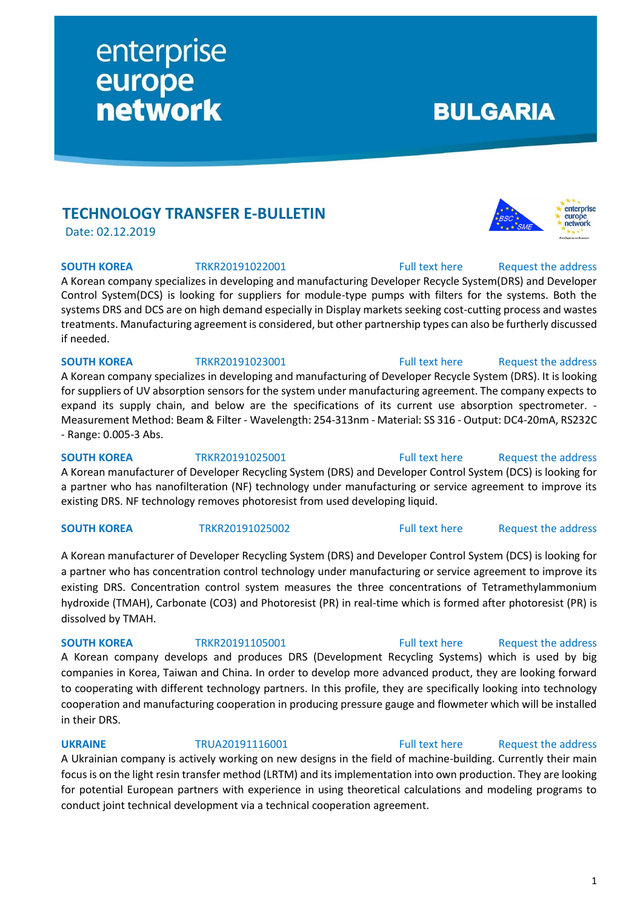enterprise europe network

**BULGARIA**

## TECHNOLOGY TRANSFER E-BULLETIN

Date: 02.12.2019

**SOUTH KOREA** TRKR20191022001 Full text here Request the address

A Korean company specializes in developing and manufacturing Developer Recycle System(DRS) and Developer Control System(DCS) is looking for suppliers for module-type pumps with filters for the systems. Both the systems DRS and DCS are on high demand especially in Display markets seeking cost-cutting process and wastes treatments. Manufacturing agreement is considered, but other partnership types can also be furtherly discussed if needed.

**SOUTH KOREA** TRKR20191023001 Full text here Request the address

A Korean company specializes in developing and manufacturing of Developer Recycle System (DRS). It is looking for suppliers of UV absorption sensors for the system under manufacturing agreement. The company expects to expand its supply chain, and below are the specifications of its current use absorption spectrometer. - Measurement Method: Beam & Filter - Wavelength: 254-313nm - Material: SS 316 - Output: DC4-20mA, RS232C - Range: 0.005-3 Abs.

**SOUTH KOREA** TRKR20191025001 Full text here Request the address

A Korean manufacturer of Developer Recycling System (DRS) and Developer Control System (DCS) is looking for a partner who has nanofiltration (NF) technology under manufacturing or service agreement to improve its existing DRS. NF technology removes photoresist from used developing liquid.

**SOUTH KOREA** TRKR20191025002 Full text here Request the address

A Korean manufacturer of Developer Recycling System (DRS) and Developer Control System (DCS) is looking for a partner who has concentration control technology under manufacturing or service agreement to improve its existing DRS. Concentration control system measures the three concentrations of Tetramethylammonium hydroxide (TMAH), Carbonate (CO3) and Photoresist (PR) in real-time which is formed after photoresist (PR) is dissolved by TMAH.

**SOUTH KOREA** TRKR20191105001 Full text here Request the address

A Korean company develops and produces DRS (Development Recycling Systems) which is used by big companies in Korea, Taiwan and China. In order to develop more advanced product, they are looking forward to cooperating with different technology partners. In this profile, they are specifically looking into technology cooperation and manufacturing cooperation in producing pressure gauge and flowmeter which will be installed in their DRS.

**UKRAINE** TRUA20191116001 Full text here Request the address

A Ukrainian company is actively working on new designs in the field of machine-building. Currently their main focus is on the light resin transfer method (LRTM) and its implementation into own production. They are looking for potential European partners with experience in using theoretical calculations and modeling programs to conduct joint technical development via a technical cooperation agreement.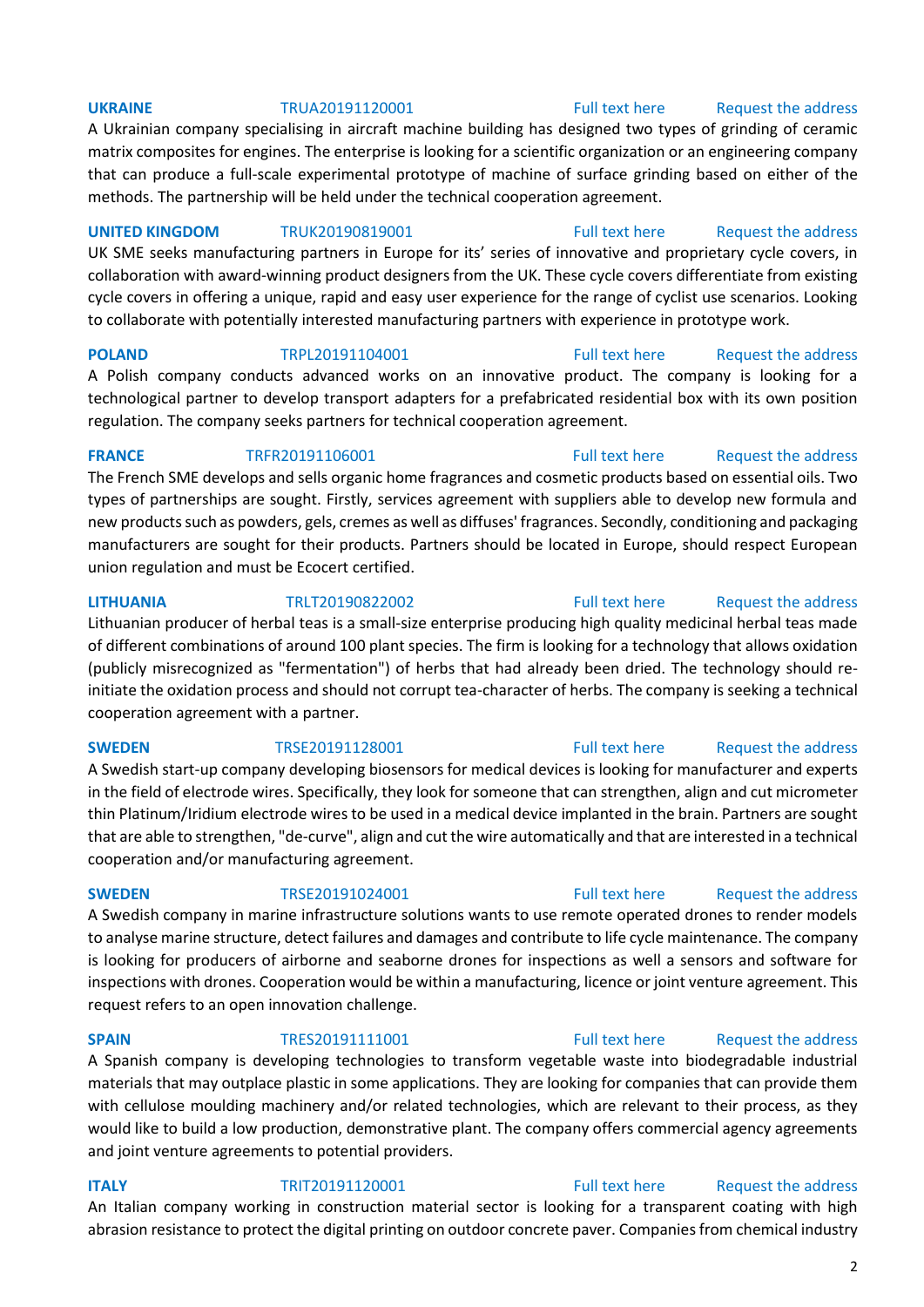**UKRAINE** TRUA20191120001 Full text here Request the address

A Ukrainian company specialising in aircraft machine building has designed two types of grinding of ceramic matrix composites for engines. The enterprise is looking for a scientific organization or an engineering company that can produce a full-scale experimental prototype of machine of surface grinding based on either of the methods. The partnership will be held under the technical cooperation agreement.

**UNITED KINGDOM** TRUK20190819001 Full text here Request the address

UK SME seeks manufacturing partners in Europe for its' series of innovative and proprietary cycle covers, in collaboration with award-winning product designers from the UK. These cycle covers differentiate from existing cycle covers in offering a unique, rapid and easy user experience for the range of cyclist use scenarios. Looking to collaborate with potentially interested manufacturing partners with experience in prototype work.

**POLAND** TRPL20191104001 Full text here Request the address

A Polish company conducts advanced works on an innovative product. The company is looking for a technological partner to develop transport adapters for a prefabricated residential box with its own position regulation. The company seeks partners for technical cooperation agreement.

**FRANCE** TRFR20191106001 Full text here Request the address

The French SME develops and sells organic home fragrances and cosmetic products based on essential oils. Two types of partnerships are sought. Firstly, services agreement with suppliers able to develop new formula and new products such as powders, gels, cremes as well as diffuses' fragrances. Secondly, conditioning and packaging manufacturers are sought for their products. Partners should be located in Europe, should respect European union regulation and must be Ecocert certified.

**LITHUANIA** TRLT20190822002 Full text here Request the address

Lithuanian producer of herbal teas is a small-size enterprise producing high quality medicinal herbal teas made of different combinations of around 100 plant species. The firm is looking for a technology that allows oxidation (publicly misrecognized as "fermentation") of herbs that had already been dried. The technology should re-initiate the oxidation process and should not corrupt tea-character of herbs. The company is seeking a technical cooperation agreement with a partner.

**SWEDEN** TRSE20191128001 Full text here Request the address

A Swedish start-up company developing biosensors for medical devices is looking for manufacturer and experts in the field of electrode wires. Specifically, they look for someone that can strengthen, align and cut micrometer thin Platinum/Iridium electrode wires to be used in a medical device implanted in the brain. Partners are sought that are able to strengthen, "de-curve", align and cut the wire automatically and that are interested in a technical cooperation and/or manufacturing agreement.

**SWEDEN** TRSE20191024001 Full text here Request the address

A Swedish company in marine infrastructure solutions wants to use remote operated drones to render models to analyse marine structure, detect failures and damages and contribute to life cycle maintenance. The company is looking for producers of airborne and seaborne drones for inspections as well a sensors and software for inspections with drones. Cooperation would be within a manufacturing, licence or joint venture agreement. This request refers to an open innovation challenge.

**SPAIN** TRES20191111001 Full text here Request the address

A Spanish company is developing technologies to transform vegetable waste into biodegradable industrial materials that may outplace plastic in some applications. They are looking for companies that can provide them with cellulose moulding machinery and/or related technologies, which are relevant to their process, as they would like to build a low production, demonstrative plant. The company offers commercial agency agreements and joint venture agreements to potential providers.

**ITALY** TRIT20191120001 Full text here Request the address

An Italian company working in construction material sector is looking for a transparent coating with high abrasion resistance to protect the digital printing on outdoor concrete paver. Companies from chemical industry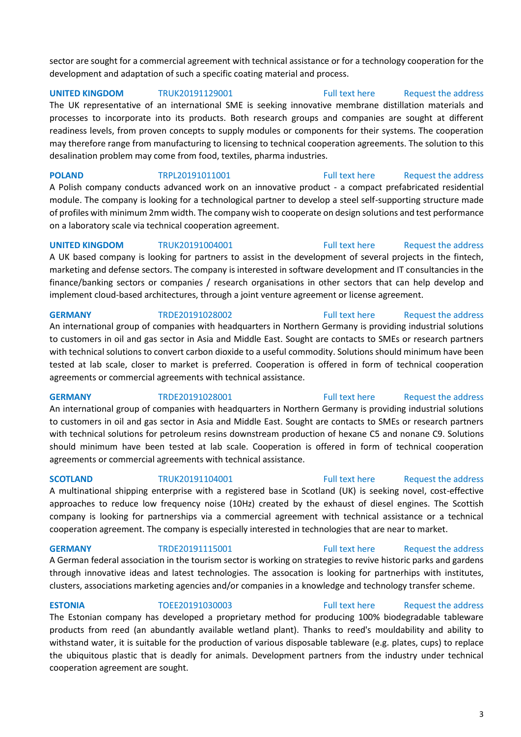sector are sought for a commercial agreement with technical assistance or for a technology cooperation for the development and adaptation of such a specific coating material and process.

**UNITED KINGDOM** TRUK20191129001 Full text here Request the address

The UK representative of an international SME is seeking innovative membrane distillation materials and processes to incorporate into its products. Both research groups and companies are sought at different readiness levels, from proven concepts to supply modules or components for their systems. The cooperation may therefore range from manufacturing to licensing to technical cooperation agreements. The solution to this desalination problem may come from food, textiles, pharma industries.

**POLAND** TRPL20191011001 Full text here Request the address

A Polish company conducts advanced work on an innovative product - a compact prefabricated residential module. The company is looking for a technological partner to develop a steel self-supporting structure made of profiles with minimum 2mm width. The company wish to cooperate on design solutions and test performance on a laboratory scale via technical cooperation agreement.

**UNITED KINGDOM** TRUK20191004001 Full text here Request the address

A UK based company is looking for partners to assist in the development of several projects in the fintech, marketing and defense sectors. The company is interested in software development and IT consultancies in the finance/banking sectors or companies / research organisations in other sectors that can help develop and implement cloud-based architectures, through a joint venture agreement or license agreement.

**GERMANY** TRDE20191028002 Full text here Request the address

An international group of companies with headquarters in Northern Germany is providing industrial solutions to customers in oil and gas sector in Asia and Middle East. Sought are contacts to SMEs or research partners with technical solutions to convert carbon dioxide to a useful commodity. Solutions should minimum have been tested at lab scale, closer to market is preferred. Cooperation is offered in form of technical cooperation agreements or commercial agreements with technical assistance.

**GERMANY** TRDE20191028001 Full text here Request the address

An international group of companies with headquarters in Northern Germany is providing industrial solutions to customers in oil and gas sector in Asia and Middle East. Sought are contacts to SMEs or research partners with technical solutions for petroleum resins downstream production of hexane C5 and nonane C9. Solutions should minimum have been tested at lab scale. Cooperation is offered in form of technical cooperation agreements or commercial agreements with technical assistance.

**SCOTLAND** TRUK20191104001 Full text here Request the address

A multinational shipping enterprise with a registered base in Scotland (UK) is seeking novel, cost-effective approaches to reduce low frequency noise (10Hz) created by the exhaust of diesel engines. The Scottish company is looking for partnerships via a commercial agreement with technical assistance or a technical cooperation agreement. The company is especially interested in technologies that are near to market.

**GERMANY** TRDE20191115001 Full text here Request the address

A German federal association in the tourism sector is working on strategies to revive historic parks and gardens through innovative ideas and latest technologies. The assocation is looking for partnerhips with institutes, clusters, associations marketing agencies and/or companies in a knowledge and technology transfer scheme.

**ESTONIA** TOEE20191030003 Full text here Request the address

The Estonian company has developed a proprietary method for producing 100% biodegradable tableware products from reed (an abundantly available wetland plant). Thanks to reed's mouldability and ability to withstand water, it is suitable for the production of various disposable tableware (e.g. plates, cups) to replace the ubiquitous plastic that is deadly for animals. Development partners from the industry under technical cooperation agreement are sought.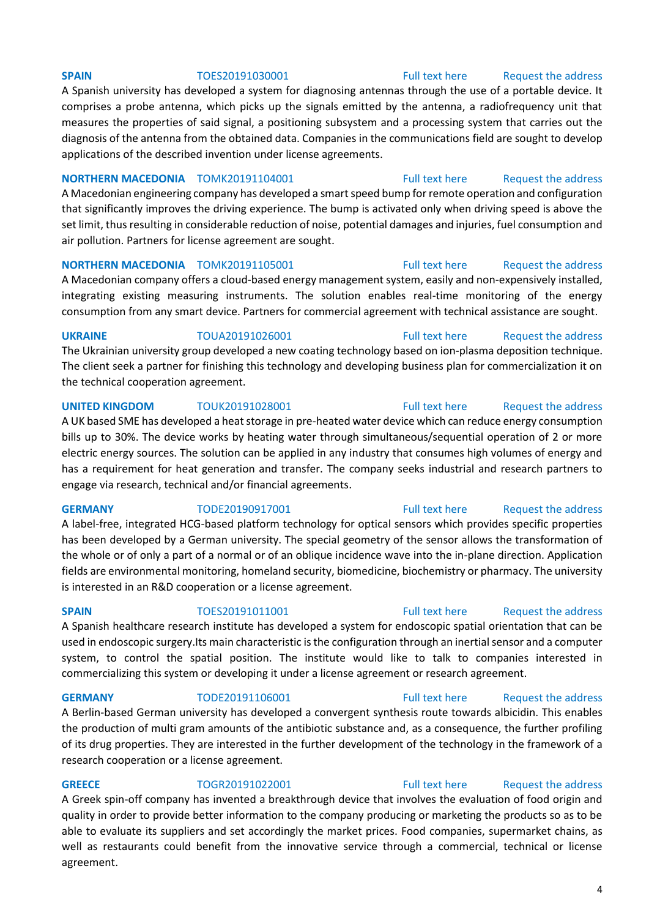**SPAIN** TOES20191030001 Full text here Request the address

A Spanish university has developed a system for diagnosing antennas through the use of a portable device. It comprises a probe antenna, which picks up the signals emitted by the antenna, a radiofrequency unit that measures the properties of said signal, a positioning subsystem and a processing system that carries out the diagnosis of the antenna from the obtained data. Companies in the communications field are sought to develop applications of the described invention under license agreements.

**NORTHERN MACEDONIA** TOMK20191104001 Full text here Request the address

A Macedonian engineering company has developed a smart speed bump for remote operation and configuration that significantly improves the driving experience. The bump is activated only when driving speed is above the set limit, thus resulting in considerable reduction of noise, potential damages and injuries, fuel consumption and air pollution. Partners for license agreement are sought.

**NORTHERN MACEDONIA** TOMK20191105001 Full text here Request the address

A Macedonian company offers a cloud-based energy management system, easily and non-expensively installed, integrating existing measuring instruments. The solution enables real-time monitoring of the energy consumption from any smart device. Partners for commercial agreement with technical assistance are sought.

**UKRAINE** TOUA20191026001 Full text here Request the address

The Ukrainian university group developed a new coating technology based on ion-plasma deposition technique. The client seek a partner for finishing this technology and developing business plan for commercialization it on the technical cooperation agreement.

**UNITED KINGDOM** TOUK20191028001 Full text here Request the address

A UK based SME has developed a heat storage in pre-heated water device which can reduce energy consumption bills up to 30%. The device works by heating water through simultaneous/sequential operation of 2 or more electric energy sources. The solution can be applied in any industry that consumes high volumes of energy and has a requirement for heat generation and transfer. The company seeks industrial and research partners to engage via research, technical and/or financial agreements.

**GERMANY** TODE20190917001 Full text here Request the address

A label-free, integrated HCG-based platform technology for optical sensors which provides specific properties has been developed by a German university. The special geometry of the sensor allows the transformation of the whole or of only a part of a normal or of an oblique incidence wave into the in-plane direction. Application fields are environmental monitoring, homeland security, biomedicine, biochemistry or pharmacy. The university is interested in an R&D cooperation or a license agreement.

**SPAIN** TOES20191011001 Full text here Request the address

A Spanish healthcare research institute has developed a system for endoscopic spatial orientation that can be used in endoscopic surgery.Its main characteristic is the configuration through an inertial sensor and a computer system, to control the spatial position. The institute would like to talk to companies interested in commercializing this system or developing it under a license agreement or research agreement.

**GERMANY** TODE20191106001 Full text here Request the address

A Berlin-based German university has developed a convergent synthesis route towards albicidin. This enables the production of multi gram amounts of the antibiotic substance and, as a consequence, the further profiling of its drug properties. They are interested in the further development of the technology in the framework of a research cooperation or a license agreement.

**GREECE** TOGR20191022001 Full text here Request the address

A Greek spin-off company has invented a breakthrough device that involves the evaluation of food origin and quality in order to provide better information to the company producing or marketing the products so as to be able to evaluate its suppliers and set accordingly the market prices. Food companies, supermarket chains, as well as restaurants could benefit from the innovative service through a commercial, technical or license agreement.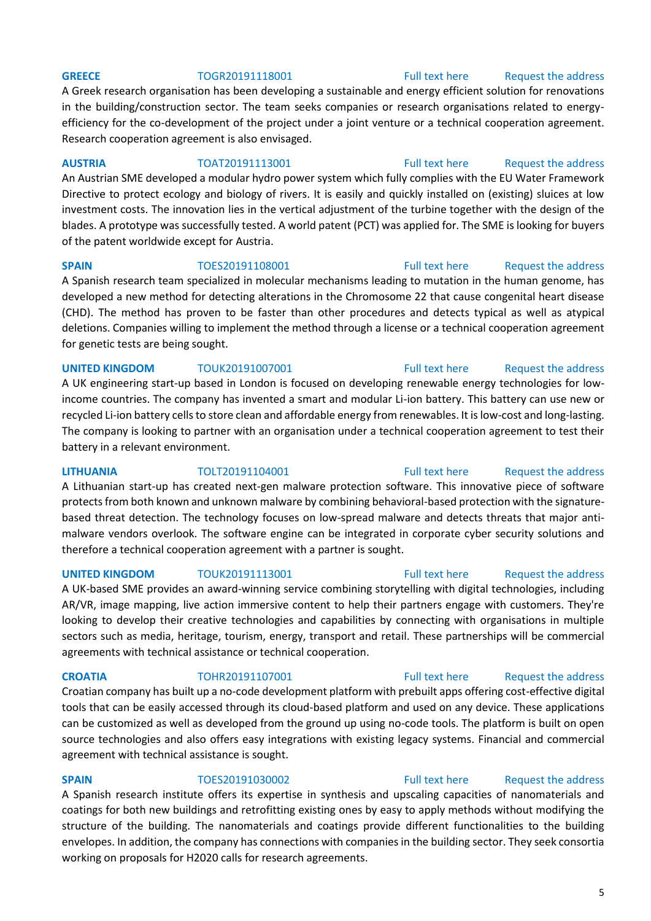**GREECE** TOGR20191118001 Full text here Request the address

A Greek research organisation has been developing a sustainable and energy efficient solution for renovations in the building/construction sector. The team seeks companies or research organisations related to energy-efficiency for the co-development of the project under a joint venture or a technical cooperation agreement. Research cooperation agreement is also envisaged.

**AUSTRIA** TOAT20191113001 Full text here Request the address

An Austrian SME developed a modular hydro power system which fully complies with the EU Water Framework Directive to protect ecology and biology of rivers. It is easily and quickly installed on (existing) sluices at low investment costs. The innovation lies in the vertical adjustment of the turbine together with the design of the blades. A prototype was successfully tested. A world patent (PCT) was applied for. The SME is looking for buyers of the patent worldwide except for Austria.

**SPAIN** TOES20191108001 Full text here Request the address

A Spanish research team specialized in molecular mechanisms leading to mutation in the human genome, has developed a new method for detecting alterations in the Chromosome 22 that cause congenital heart disease (CHD). The method has proven to be faster than other procedures and detects typical as well as atypical deletions. Companies willing to implement the method through a license or a technical cooperation agreement for genetic tests are being sought.

**UNITED KINGDOM** TOUK20191007001 Full text here Request the address

A UK engineering start-up based in London is focused on developing renewable energy technologies for low-income countries. The company has invented a smart and modular Li-ion battery. This battery can use new or recycled Li-ion battery cells to store clean and affordable energy from renewables. It is low-cost and long-lasting. The company is looking to partner with an organisation under a technical cooperation agreement to test their battery in a relevant environment.

**LITHUANIA** TOLT20191104001 Full text here Request the address

A Lithuanian start-up has created next-gen malware protection software. This innovative piece of software protects from both known and unknown malware by combining behavioral-based protection with the signature-based threat detection. The technology focuses on low-spread malware and detects threats that major anti-malware vendors overlook. The software engine can be integrated in corporate cyber security solutions and therefore a technical cooperation agreement with a partner is sought.

**UNITED KINGDOM** TOUK20191113001 Full text here Request the address

A UK-based SME provides an award-winning service combining storytelling with digital technologies, including AR/VR, image mapping, live action immersive content to help their partners engage with customers. They're looking to develop their creative technologies and capabilities by connecting with organisations in multiple sectors such as media, heritage, tourism, energy, transport and retail. These partnerships will be commercial agreements with technical assistance or technical cooperation.

**CROATIA** TOHR20191107001 Full text here Request the address

Croatian company has built up a no-code development platform with prebuilt apps offering cost-effective digital tools that can be easily accessed through its cloud-based platform and used on any device. These applications can be customized as well as developed from the ground up using no-code tools. The platform is built on open source technologies and also offers easy integrations with existing legacy systems. Financial and commercial agreement with technical assistance is sought.

**SPAIN** TOES20191030002 Full text here Request the address

A Spanish research institute offers its expertise in synthesis and upscaling capacities of nanomaterials and coatings for both new buildings and retrofitting existing ones by easy to apply methods without modifying the structure of the building. The nanomaterials and coatings provide different functionalities to the building envelopes. In addition, the company has connections with companies in the building sector. They seek consortia working on proposals for H2020 calls for research agreements.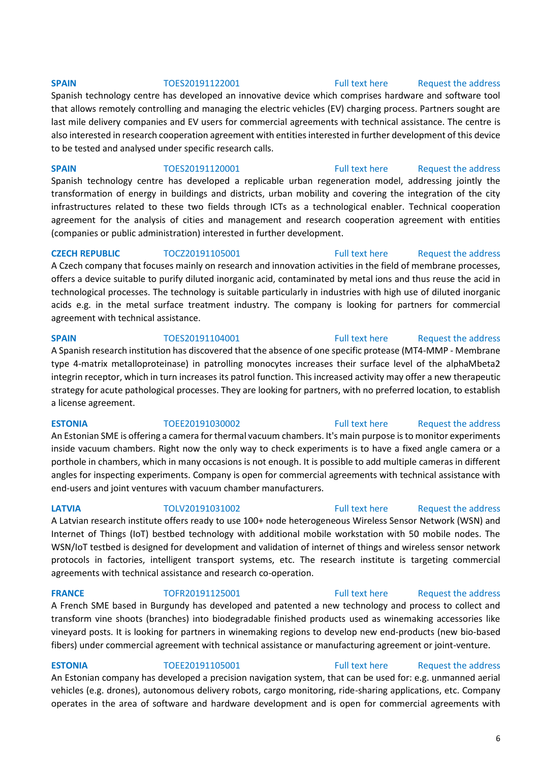**SPAIN** TOES20191122001 Full text here Request the address

Spanish technology centre has developed an innovative device which comprises hardware and software tool that allows remotely controlling and managing the electric vehicles (EV) charging process. Partners sought are last mile delivery companies and EV users for commercial agreements with technical assistance. The centre is also interested in research cooperation agreement with entities interested in further development of this device to be tested and analysed under specific research calls.

**SPAIN** TOES20191120001 Full text here Request the address

Spanish technology centre has developed a replicable urban regeneration model, addressing jointly the transformation of energy in buildings and districts, urban mobility and covering the integration of the city infrastructures related to these two fields through ICTs as a technological enabler. Technical cooperation agreement for the analysis of cities and management and research cooperation agreement with entities (companies or public administration) interested in further development.

**CZECH REPUBLIC** TOCZ20191105001 Full text here Request the address

A Czech company that focuses mainly on research and innovation activities in the field of membrane processes, offers a device suitable to purify diluted inorganic acid, contaminated by metal ions and thus reuse the acid in technological processes. The technology is suitable particularly in industries with high use of diluted inorganic acids e.g. in the metal surface treatment industry. The company is looking for partners for commercial agreement with technical assistance.

**SPAIN** TOES20191104001 Full text here Request the address

A Spanish research institution has discovered that the absence of one specific protease (MT4-MMP - Membrane type 4-matrix metalloproteinase) in patrolling monocytes increases their surface level of the alphaMbeta2 integrin receptor, which in turn increases its patrol function. This increased activity may offer a new therapeutic strategy for acute pathological processes. They are looking for partners, with no preferred location, to establish a license agreement.

**ESTONIA** TOEE20191030002 Full text here Request the address

An Estonian SME is offering a camera for thermal vacuum chambers. It's main purpose is to monitor experiments inside vacuum chambers. Right now the only way to check experiments is to have a fixed angle camera or a porthole in chambers, which in many occasions is not enough. It is possible to add multiple cameras in different angles for inspecting experiments. Company is open for commercial agreements with technical assistance with end-users and joint ventures with vacuum chamber manufacturers.

**LATVIA** TOLV20191031002 Full text here Request the address

A Latvian research institute offers ready to use 100+ node heterogeneous Wireless Sensor Network (WSN) and Internet of Things (IoT) bestbed technology with additional mobile workstation with 50 mobile nodes. The WSN/IoT testbed is designed for development and validation of internet of things and wireless sensor network protocols in factories, intelligent transport systems, etc. The research institute is targeting commercial agreements with technical assistance and research co-operation.

**FRANCE** TOFR20191125001 Full text here Request the address

A French SME based in Burgundy has developed and patented a new technology and process to collect and transform vine shoots (branches) into biodegradable finished products used as winemaking accessories like vineyard posts. It is looking for partners in winemaking regions to develop new end-products (new bio-based fibers) under commercial agreement with technical assistance or manufacturing agreement or joint-venture.

**ESTONIA** TOEE20191105001 Full text here Request the address

An Estonian company has developed a precision navigation system, that can be used for: e.g. unmanned aerial vehicles (e.g. drones), autonomous delivery robots, cargo monitoring, ride-sharing applications, etc. Company operates in the area of software and hardware development and is open for commercial agreements with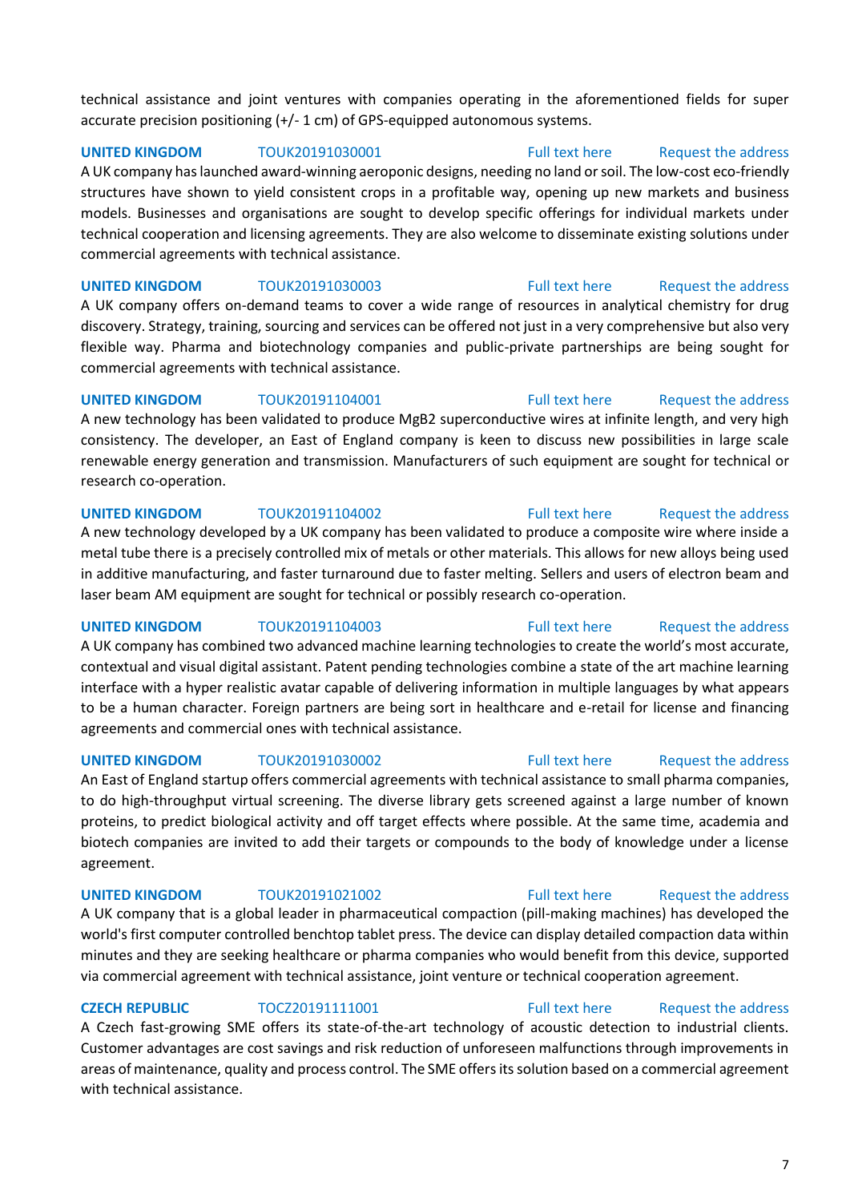technical assistance and joint ventures with companies operating in the aforementioned fields for super accurate precision positioning (+/- 1 cm) of GPS-equipped autonomous systems.

**UNITED KINGDOM** TOUK20191030001 Full text here Request the address

A UK company has launched award-winning aeroponic designs, needing no land or soil. The low-cost eco-friendly structures have shown to yield consistent crops in a profitable way, opening up new markets and business models. Businesses and organisations are sought to develop specific offerings for individual markets under technical cooperation and licensing agreements. They are also welcome to disseminate existing solutions under commercial agreements with technical assistance.

**UNITED KINGDOM** TOUK20191030003 Full text here Request the address

A UK company offers on-demand teams to cover a wide range of resources in analytical chemistry for drug discovery. Strategy, training, sourcing and services can be offered not just in a very comprehensive but also very flexible way. Pharma and biotechnology companies and public-private partnerships are being sought for commercial agreements with technical assistance.

**UNITED KINGDOM** TOUK20191104001 Full text here Request the address

A new technology has been validated to produce $MgB_2$ superconductive wires at infinite length, and very high consistency. The developer, an East of England company is keen to discuss new possibilities in large scale renewable energy generation and transmission. Manufacturers of such equipment are sought for technical or research co-operation.

**UNITED KINGDOM** TOUK20191104002 Full text here Request the address

A new technology developed by a UK company has been validated to produce a composite wire where inside a metal tube there is a precisely controlled mix of metals or other materials. This allows for new alloys being used in additive manufacturing, and faster turnaround due to faster melting. Sellers and users of electron beam and laser beam AM equipment are sought for technical or possibly research co-operation.

**UNITED KINGDOM** TOUK20191104003 Full text here Request the address

A UK company has combined two advanced machine learning technologies to create the world's most accurate, contextual and visual digital assistant. Patent pending technologies combine a state of the art machine learning interface with a hyper realistic avatar capable of delivering information in multiple languages by what appears to be a human character. Foreign partners are being sort in healthcare and e-retail for license and financing agreements and commercial ones with technical assistance.

**UNITED KINGDOM** TOUK20191030002 Full text here Request the address

An East of England startup offers commercial agreements with technical assistance to small pharma companies, to do high-throughput virtual screening. The diverse library gets screened against a large number of known proteins, to predict biological activity and off target effects where possible. At the same time, academia and biotech companies are invited to add their targets or compounds to the body of knowledge under a license agreement.

**UNITED KINGDOM** TOUK20191021002 Full text here Request the address

A UK company that is a global leader in pharmaceutical compaction (pill-making machines) has developed the world's first computer controlled benchtop tablet press. The device can display detailed compaction data within minutes and they are seeking healthcare or pharma companies who would benefit from this device, supported via commercial agreement with technical assistance, joint venture or technical cooperation agreement.

**CZECH REPUBLIC** TOCZ20191111001 Full text here Request the address

A Czech fast-growing SME offers its state-of-the-art technology of acoustic detection to industrial clients. Customer advantages are cost savings and risk reduction of unforeseen malfunctions through improvements in areas of maintenance, quality and process control. The SME offers its solution based on a commercial agreement with technical assistance.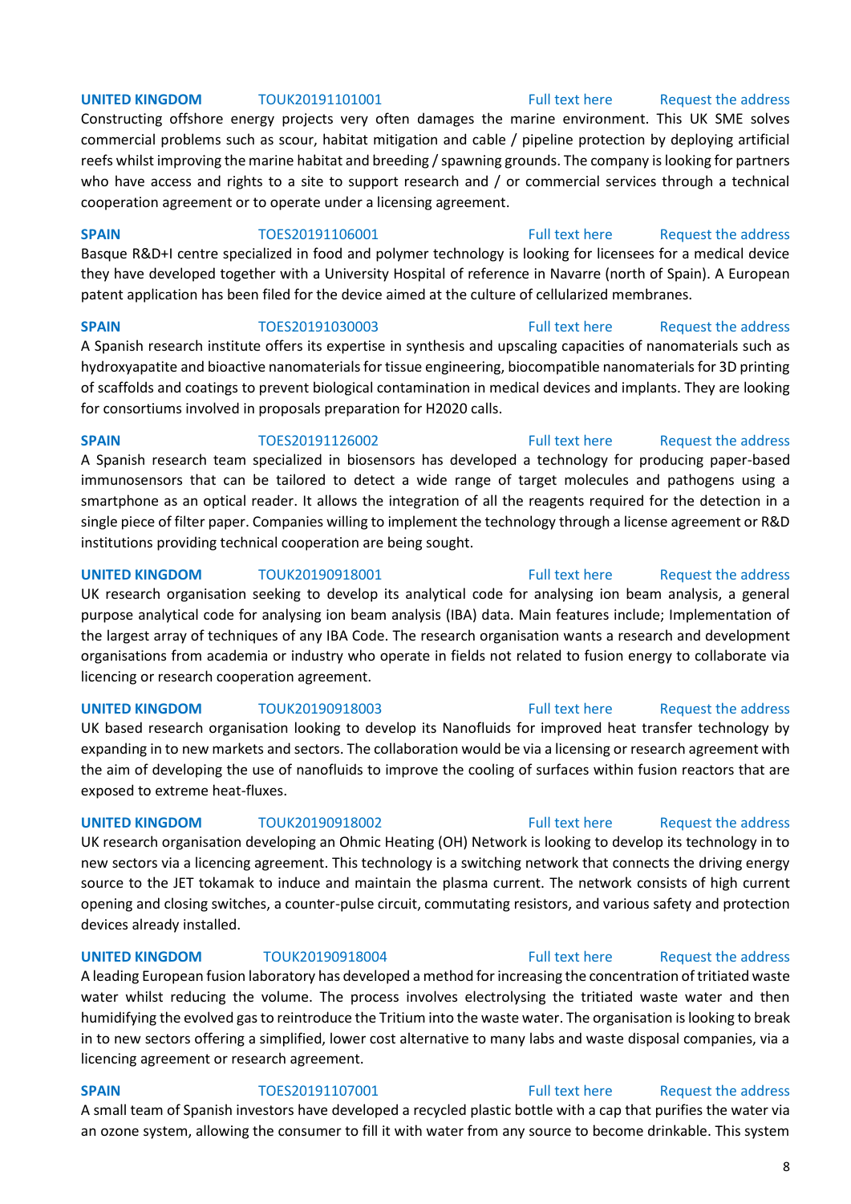**UNITED KINGDOM** TOUK20191101001 Full text here Request the address

Constructing offshore energy projects very often damages the marine environment. This UK SME solves commercial problems such as scour, habitat mitigation and cable / pipeline protection by deploying artificial reefs whilst improving the marine habitat and breeding / spawning grounds. The company is looking for partners who have access and rights to a site to support research and / or commercial services through a technical cooperation agreement or to operate under a licensing agreement.

**SPAIN** TOES20191106001 Full text here Request the address

Basque R&D+I centre specialized in food and polymer technology is looking for licensees for a medical device they have developed together with a University Hospital of reference in Navarre (north of Spain). A European patent application has been filed for the device aimed at the culture of cellularized membranes.

**SPAIN** TOES20191030003 Full text here Request the address

A Spanish research institute offers its expertise in synthesis and upscaling capacities of nanomaterials such as hydroxyapatite and bioactive nanomaterials for tissue engineering, biocompatible nanomaterials for 3D printing of scaffolds and coatings to prevent biological contamination in medical devices and implants. They are looking for consortiums involved in proposals preparation for H2020 calls.

**SPAIN** TOES20191126002 Full text here Request the address

A Spanish research team specialized in biosensors has developed a technology for producing paper-based immunosensors that can be tailored to detect a wide range of target molecules and pathogens using a smartphone as an optical reader. It allows the integration of all the reagents required for the detection in a single piece of filter paper. Companies willing to implement the technology through a license agreement or R&D institutions providing technical cooperation are being sought.

**UNITED KINGDOM** TOUK20190918001 Full text here Request the address

UK research organisation seeking to develop its analytical code for analysing ion beam analysis, a general purpose analytical code for analysing ion beam analysis (IBA) data. Main features include; Implementation of the largest array of techniques of any IBA Code. The research organisation wants a research and development organisations from academia or industry who operate in fields not related to fusion energy to collaborate via licencing or research cooperation agreement.

**UNITED KINGDOM** TOUK20190918003 Full text here Request the address

UK based research organisation looking to develop its Nanofluids for improved heat transfer technology by expanding in to new markets and sectors. The collaboration would be via a licensing or research agreement with the aim of developing the use of nanofluids to improve the cooling of surfaces within fusion reactors that are exposed to extreme heat-fluxes.

**UNITED KINGDOM** TOUK20190918002 Full text here Request the address

UK research organisation developing an Ohmic Heating (OH) Network is looking to develop its technology in to new sectors via a licencing agreement. This technology is a switching network that connects the driving energy source to the JET tokamak to induce and maintain the plasma current. The network consists of high current opening and closing switches, a counter-pulse circuit, commutating resistors, and various safety and protection devices already installed.

**UNITED KINGDOM** TOUK20190918004 Full text here Request the address

A leading European fusion laboratory has developed a method for increasing the concentration of tritiated waste water whilst reducing the volume. The process involves electrolysing the tritiated waste water and then humidifying the evolved gas to reintroduce the Tritium into the waste water. The organisation is looking to break in to new sectors offering a simplified, lower cost alternative to many labs and waste disposal companies, via a licencing agreement or research agreement.

**SPAIN** TOES20191107001 Full text here Request the address

A small team of Spanish investors have developed a recycled plastic bottle with a cap that purifies the water via an ozone system, allowing the consumer to fill it with water from any source to become drinkable. This system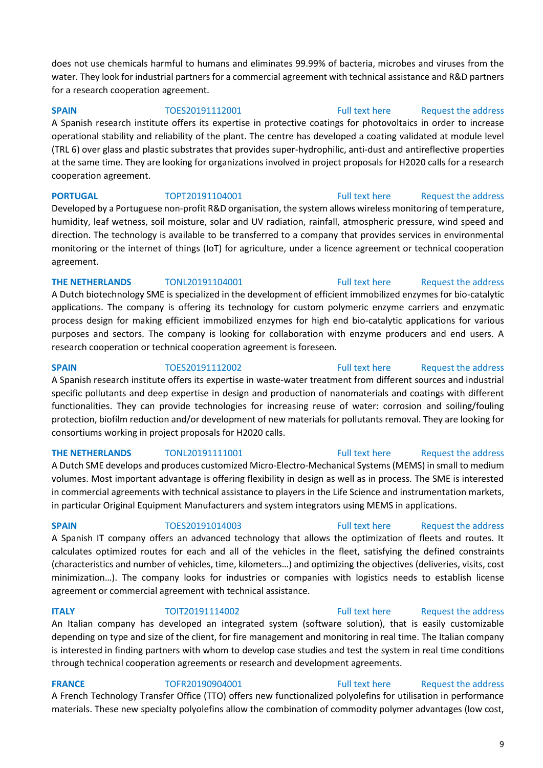does not use chemicals harmful to humans and eliminates 99.99% of bacteria, microbes and viruses from the water. They look for industrial partners for a commercial agreement with technical assistance and R&D partners for a research cooperation agreement.

**SPAIN** TOES20191112001 Full text here Request the address

A Spanish research institute offers its expertise in protective coatings for photovoltaics in order to increase operational stability and reliability of the plant. The centre has developed a coating validated at module level (TRL 6) over glass and plastic substrates that provides super-hydrophilic, anti-dust and antireflective properties at the same time. They are looking for organizations involved in project proposals for H2020 calls for a research cooperation agreement.

**PORTUGAL** TOPT20191104001 Full text here Request the address

Developed by a Portuguese non-profit R&D organisation, the system allows wireless monitoring of temperature, humidity, leaf wetness, soil moisture, solar and UV radiation, rainfall, atmospheric pressure, wind speed and direction. The technology is available to be transferred to a company that provides services in environmental monitoring or the internet of things (IoT) for agriculture, under a licence agreement or technical cooperation agreement.

**THE NETHERLANDS** TONL20191104001 Full text here Request the address

A Dutch biotechnology SME is specialized in the development of efficient immobilized enzymes for bio-catalytic applications. The company is offering its technology for custom polymeric enzyme carriers and enzymatic process design for making efficient immobilized enzymes for high end bio-catalytic applications for various purposes and sectors. The company is looking for collaboration with enzyme producers and end users. A research cooperation or technical cooperation agreement is foreseen.

**SPAIN** TOES20191112002 Full text here Request the address

A Spanish research institute offers its expertise in waste-water treatment from different sources and industrial specific pollutants and deep expertise in design and production of nanomaterials and coatings with different functionalities. They can provide technologies for increasing reuse of water: corrosion and soiling/fouling protection, biofilm reduction and/or development of new materials for pollutants removal. They are looking for consortiums working in project proposals for H2020 calls.

**THE NETHERLANDS** TONL20191111001 Full text here Request the address

A Dutch SME develops and produces customized Micro-Electro-Mechanical Systems (MEMS) in small to medium volumes. Most important advantage is offering flexibility in design as well as in process. The SME is interested in commercial agreements with technical assistance to players in the Life Science and instrumentation markets, in particular Original Equipment Manufacturers and system integrators using MEMS in applications.

**SPAIN** TOES20191014003 Full text here Request the address

A Spanish IT company offers an advanced technology that allows the optimization of fleets and routes. It calculates optimized routes for each and all of the vehicles in the fleet, satisfying the defined constraints (characteristics and number of vehicles, time, kilometers…) and optimizing the objectives (deliveries, visits, cost minimization…). The company looks for industries or companies with logistics needs to establish license agreement or commercial agreement with technical assistance.

**ITALY** TOIT20191114002 Full text here Request the address

An Italian company has developed an integrated system (software solution), that is easily customizable depending on type and size of the client, for fire management and monitoring in real time. The Italian company is interested in finding partners with whom to develop case studies and test the system in real time conditions through technical cooperation agreements or research and development agreements.

**FRANCE** TOFR20190904001 Full text here Request the address

A French Technology Transfer Office (TTO) offers new functionalized polyolefins for utilisation in performance materials. These new specialty polyolefins allow the combination of commodity polymer advantages (low cost,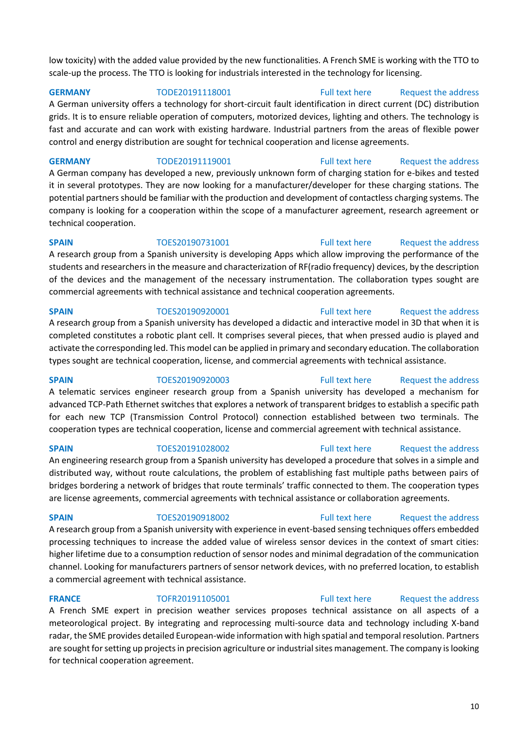low toxicity) with the added value provided by the new functionalities. A French SME is working with the TTO to scale-up the process. The TTO is looking for industrials interested in the technology for licensing.

**GERMANY** TODE20191118001 Full text here Request the address

A German university offers a technology for short-circuit fault identification in direct current (DC) distribution grids. It is to ensure reliable operation of computers, motorized devices, lighting and others. The technology is fast and accurate and can work with existing hardware. Industrial partners from the areas of flexible power control and energy distribution are sought for technical cooperation and license agreements.

**GERMANY** TODE20191119001 Full text here Request the address

A German company has developed a new, previously unknown form of charging station for e-bikes and tested it in several prototypes. They are now looking for a manufacturer/developer for these charging stations. The potential partners should be familiar with the production and development of contactless charging systems. The company is looking for a cooperation within the scope of a manufacturer agreement, research agreement or technical cooperation.

**SPAIN** TOES20190731001 Full text here Request the address

A research group from a Spanish university is developing Apps which allow improving the performance of the students and researchers in the measure and characterization of RF(radio frequency) devices, by the description of the devices and the management of the necessary instrumentation. The collaboration types sought are commercial agreements with technical assistance and technical cooperation agreements.

**SPAIN** TOES20190920001 Full text here Request the address

A research group from a Spanish university has developed a didactic and interactive model in 3D that when it is completed constitutes a robotic plant cell. It comprises several pieces, that when pressed audio is played and activate the corresponding led. This model can be applied in primary and secondary education. The collaboration types sought are technical cooperation, license, and commercial agreements with technical assistance.

**SPAIN** TOES20190920003 Full text here Request the address

A telematic services engineer research group from a Spanish university has developed a mechanism for advanced TCP-Path Ethernet switches that explores a network of transparent bridges to establish a specific path for each new TCP (Transmission Control Protocol) connection established between two terminals. The cooperation types are technical cooperation, license and commercial agreement with technical assistance.

**SPAIN** TOES20191028002 Full text here Request the address

An engineering research group from a Spanish university has developed a procedure that solves in a simple and distributed way, without route calculations, the problem of establishing fast multiple paths between pairs of bridges bordering a network of bridges that route terminals' traffic connected to them. The cooperation types are license agreements, commercial agreements with technical assistance or collaboration agreements.

**SPAIN** TOES20190918002 Full text here Request the address

A research group from a Spanish university with experience in event-based sensing techniques offers embedded processing techniques to increase the added value of wireless sensor devices in the context of smart cities: higher lifetime due to a consumption reduction of sensor nodes and minimal degradation of the communication channel. Looking for manufacturers partners of sensor network devices, with no preferred location, to establish a commercial agreement with technical assistance.

**FRANCE** TOFR20191105001 Full text here Request the address

A French SME expert in precision weather services proposes technical assistance on all aspects of a meteorological project. By integrating and reprocessing multi-source data and technology including X-band radar, the SME provides detailed European-wide information with high spatial and temporal resolution. Partners are sought for setting up projects in precision agriculture or industrial sites management. The company is looking for technical cooperation agreement.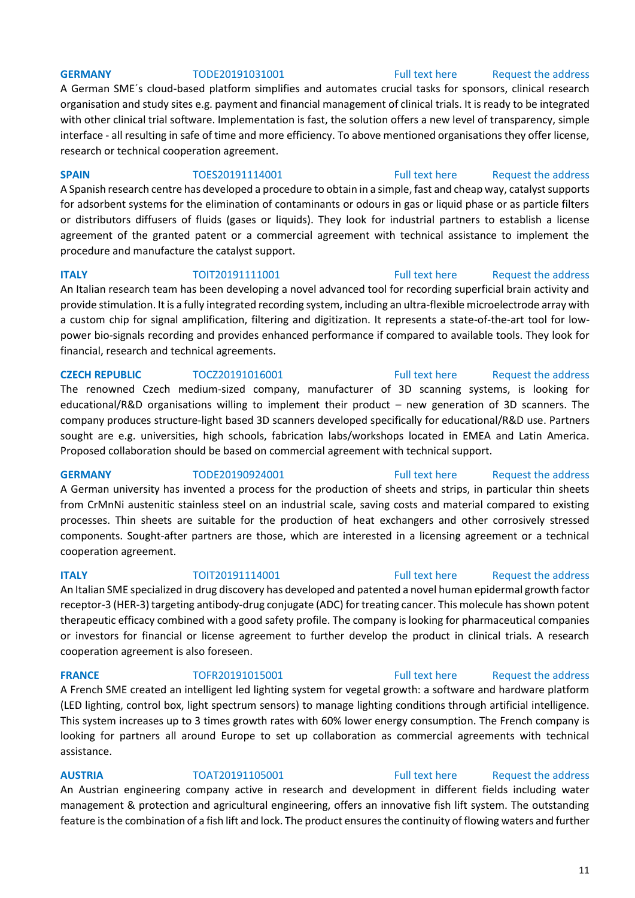**GERMANY** TODE20191031001 Full text here Request the address

A German SME´s cloud-based platform simplifies and automates crucial tasks for sponsors, clinical research organisation and study sites e.g. payment and financial management of clinical trials. It is ready to be integrated with other clinical trial software. Implementation is fast, the solution offers a new level of transparency, simple interface - all resulting in safe of time and more efficiency. To above mentioned organisations they offer license, research or technical cooperation agreement.

**SPAIN** TOES20191114001 Full text here Request the address

A Spanish research centre has developed a procedure to obtain in a simple, fast and cheap way, catalyst supports for adsorbent systems for the elimination of contaminants or odours in gas or liquid phase or as particle filters or distributors diffusers of fluids (gases or liquids). They look for industrial partners to establish a license agreement of the granted patent or a commercial agreement with technical assistance to implement the procedure and manufacture the catalyst support.

**ITALY** TOIT20191111001 Full text here Request the address

An Italian research team has been developing a novel advanced tool for recording superficial brain activity and provide stimulation. It is a fully integrated recording system, including an ultra-flexible microelectrode array with a custom chip for signal amplification, filtering and digitization. It represents a state-of-the-art tool for low-power bio-signals recording and provides enhanced performance if compared to available tools. They look for financial, research and technical agreements.

**CZECH REPUBLIC** TOCZ20191016001 Full text here Request the address

The renowned Czech medium-sized company, manufacturer of 3D scanning systems, is looking for educational/R&D organisations willing to implement their product – new generation of 3D scanners. The company produces structure-light based 3D scanners developed specifically for educational/R&D use. Partners sought are e.g. universities, high schools, fabrication labs/workshops located in EMEA and Latin America. Proposed collaboration should be based on commercial agreement with technical support.

**GERMANY** TODE20190924001 Full text here Request the address

A German university has invented a process for the production of sheets and strips, in particular thin sheets from CrMnNi austenitic stainless steel on an industrial scale, saving costs and material compared to existing processes. Thin sheets are suitable for the production of heat exchangers and other corrosively stressed components. Sought-after partners are those, which are interested in a licensing agreement or a technical cooperation agreement.

**ITALY** TOIT20191114001 Full text here Request the address

An Italian SME specialized in drug discovery has developed and patented a novel human epidermal growth factor receptor-3 (HER-3) targeting antibody-drug conjugate (ADC) for treating cancer. This molecule has shown potent therapeutic efficacy combined with a good safety profile. The company is looking for pharmaceutical companies or investors for financial or license agreement to further develop the product in clinical trials. A research cooperation agreement is also foreseen.

**FRANCE** TOFR20191015001 Full text here Request the address

A French SME created an intelligent led lighting system for vegetal growth: a software and hardware platform (LED lighting, control box, light spectrum sensors) to manage lighting conditions through artificial intelligence. This system increases up to 3 times growth rates with 60% lower energy consumption. The French company is looking for partners all around Europe to set up collaboration as commercial agreements with technical assistance.

**AUSTRIA** TOAT20191105001 Full text here Request the address

An Austrian engineering company active in research and development in different fields including water management & protection and agricultural engineering, offers an innovative fish lift system. The outstanding feature is the combination of a fish lift and lock. The product ensures the continuity of flowing waters and further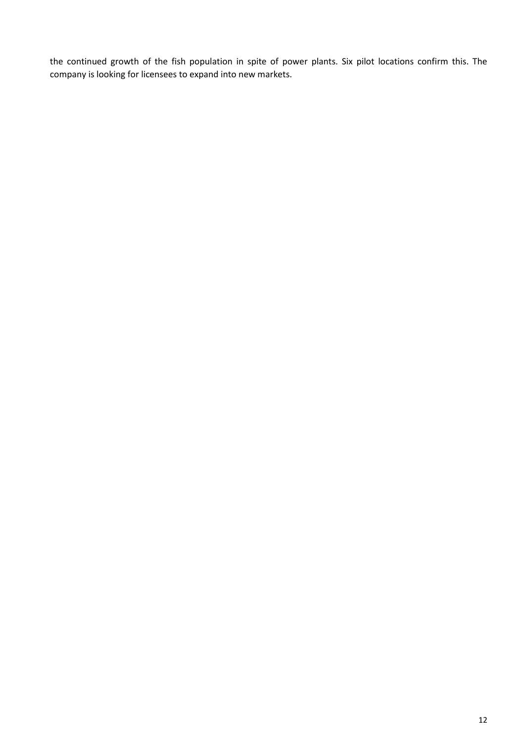the continued growth of the fish population in spite of power plants. Six pilot locations confirm this. The company is looking for licensees to expand into new markets.